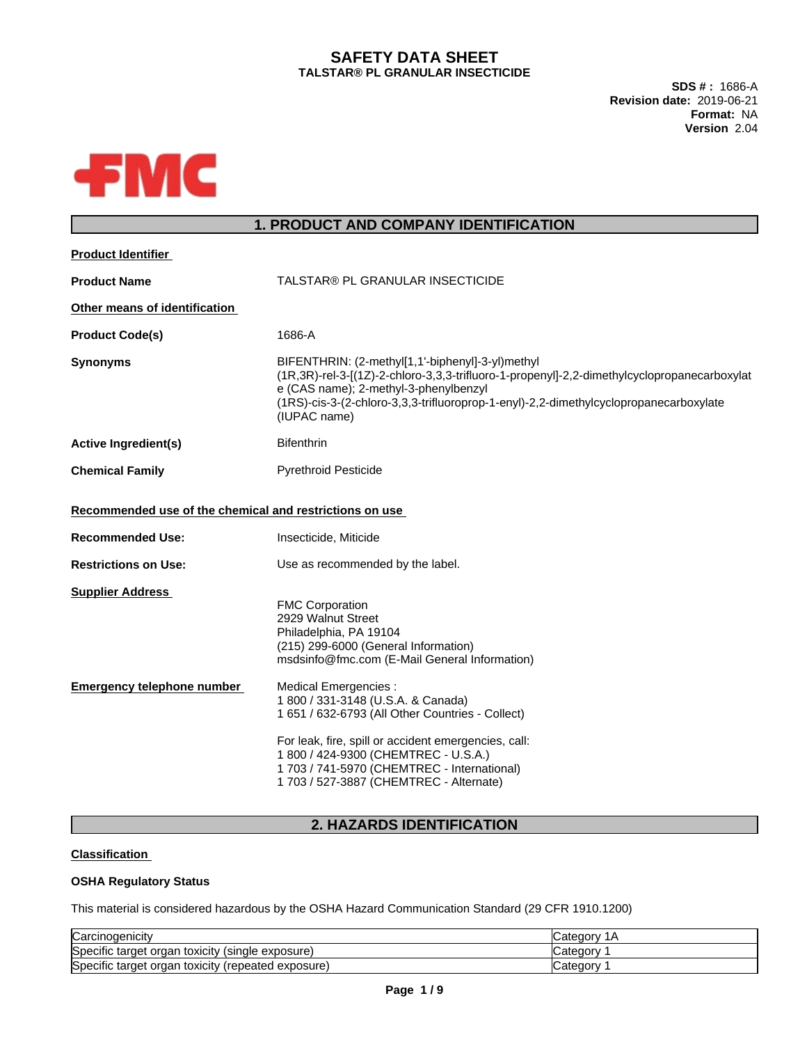# SAFETY DATA SHEET

**TALSTAR® PL GRANULAR INSECTICIDE**

**SDS # :** 1686-A
**Revision date:** 2019-06-21
**Format:** NA
**Version** 2.04

## 1. PRODUCT AND COMPANY IDENTIFICATION

**Product Identifier**

**Product Name** TALSTAR® PL GRANULAR INSECTICIDE

**Other means of identification**

**Product Code(s)** 1686-A

**Synonyms** BIFENTHRIN: (2-methyl[1,1'-biphenyl]-3-yl)methyl (1R,3R)-rel-3-[(1Z)-2-chloro-3,3,3-trifluoro-1-propenyl]-2,2-dimethylcyclopropanecarboxylate (CAS name); 2-methyl-3-phenylbenzyl (1RS)-cis-3-(2-chloro-3,3,3-trifluoroprop-1-enyl)-2,2-dimethylcyclopropanecarboxylate (IUPAC name)

**Active Ingredient(s)** Bifenthrin

**Chemical Family** Pyrethroid Pesticide

**Recommended use of the chemical and restrictions on use**

**Recommended Use:** Insecticide, Miticide

**Restrictions on Use:** Use as recommended by the label.

**Supplier Address**

FMC Corporation
2929 Walnut Street
Philadelphia, PA 19104
(215) 299-6000 (General Information)
msdsinfo@fmc.com (E-Mail General Information)

**Emergency telephone number**

Medical Emergencies :
1 800 / 331-3148 (U.S.A. & Canada)
1 651 / 632-6793 (All Other Countries - Collect)

For leak, fire, spill or accident emergencies, call:
1 800 / 424-9300 (CHEMTREC - U.S.A.)
1 703 / 741-5970 (CHEMTREC - International)
1 703 / 527-3887 (CHEMTREC - Alternate)

## 2. HAZARDS IDENTIFICATION

**Classification**

**OSHA Regulatory Status**

This material is considered hazardous by the OSHA Hazard Communication Standard (29 CFR 1910.1200)

| Hazard | Category |
|---|---|
| Carcinogenicity | Category 1A |
| Specific target organ toxicity (single exposure) | Category 1 |
| Specific target organ toxicity (repeated exposure) | Category 1 |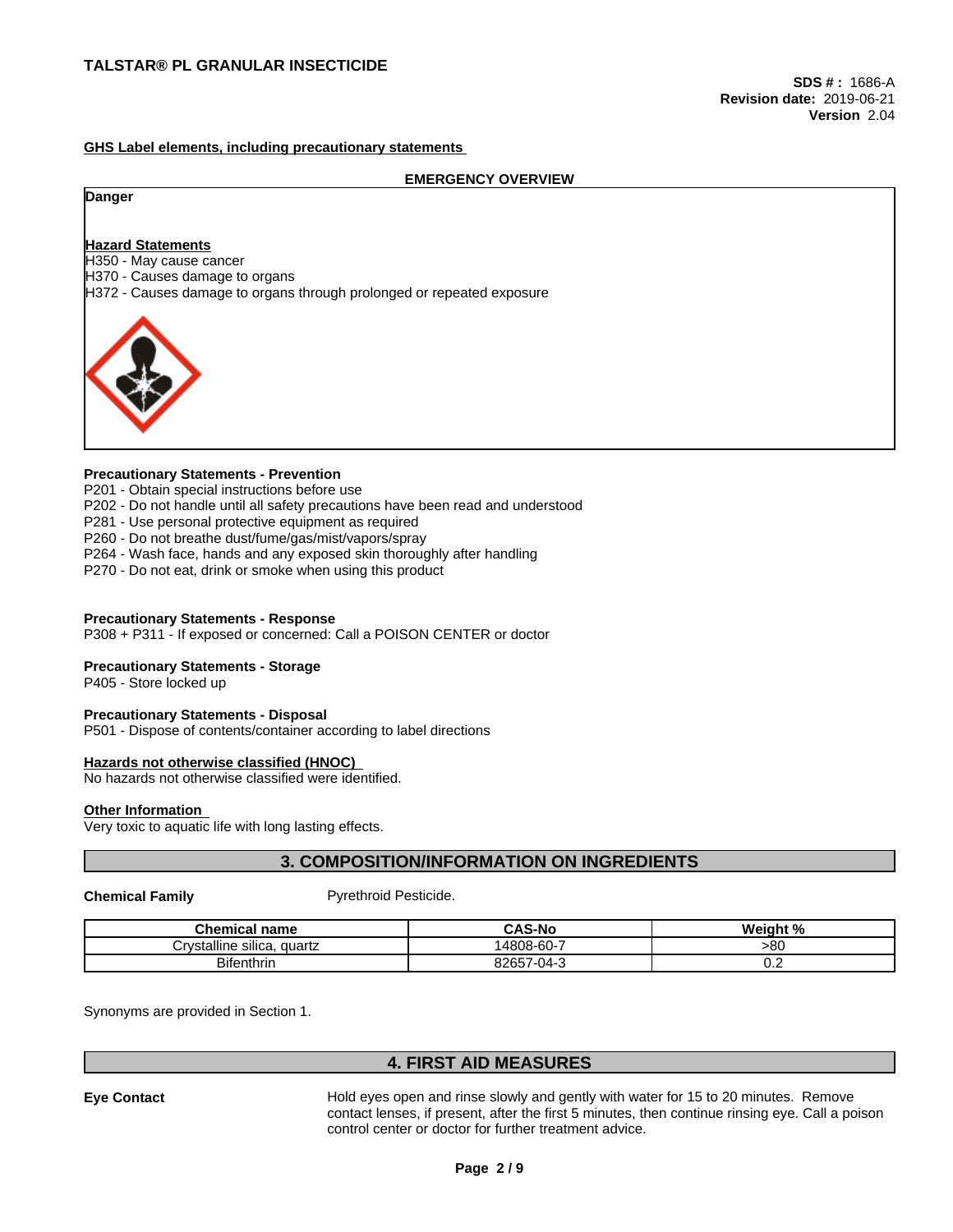**GHS Label elements, including precautionary statements**

**EMERGENCY OVERVIEW**

**Danger**

**Hazard Statements**
H350 - May cause cancer
H370 - Causes damage to organs
H372 - Causes damage to organs through prolonged or repeated exposure

**Precautionary Statements - Prevention**
P201 - Obtain special instructions before use
P202 - Do not handle until all safety precautions have been read and understood
P281 - Use personal protective equipment as required
P260 - Do not breathe dust/fume/gas/mist/vapors/spray
P264 - Wash face, hands and any exposed skin thoroughly after handling
P270 - Do not eat, drink or smoke when using this product

**Precautionary Statements - Response**
P308 + P311 - If exposed or concerned: Call a POISON CENTER or doctor

**Precautionary Statements - Storage**
P405 - Store locked up

**Precautionary Statements - Disposal**
P501 - Dispose of contents/container according to label directions

**Hazards not otherwise classified (HNOC)**
No hazards not otherwise classified were identified.

**Other Information**
Very toxic to aquatic life with long lasting effects.

## 3. COMPOSITION/INFORMATION ON INGREDIENTS

**Chemical Family** Pyrethroid Pesticide.

| Chemical name | CAS-No | Weight % |
|---|---|---|
| Crystalline silica, quartz | 14808-60-7 | >80 |
| Bifenthrin | 82657-04-3 | 0.2 |

Synonyms are provided in Section 1.

## 4. FIRST AID MEASURES

**Eye Contact** Hold eyes open and rinse slowly and gently with water for 15 to 20 minutes. Remove contact lenses, if present, after the first 5 minutes, then continue rinsing eye. Call a poison control center or doctor for further treatment advice.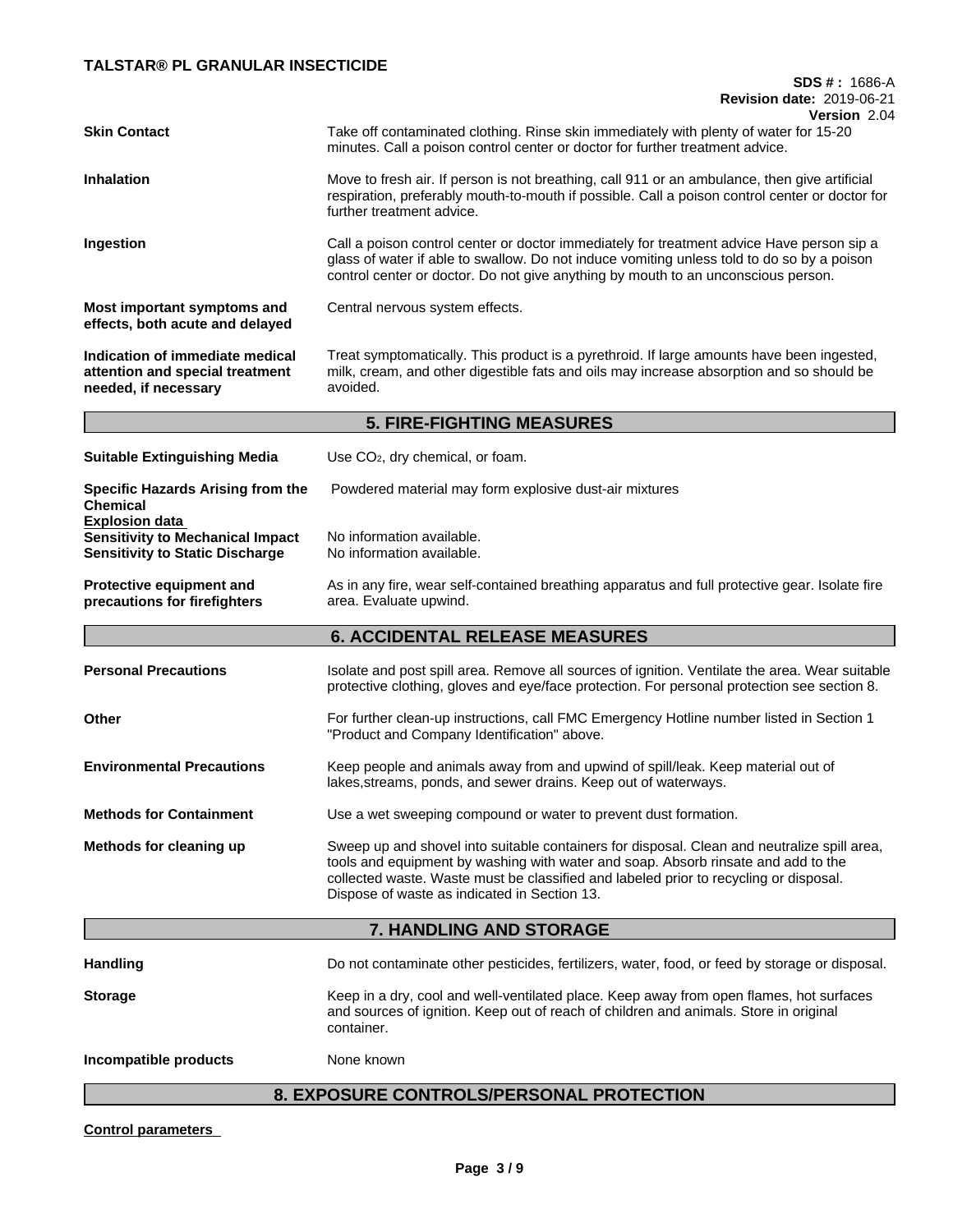| | |
|---|---|
| **Skin Contact** | Take off contaminated clothing. Rinse skin immediately with plenty of water for 15-20 minutes. Call a poison control center or doctor for further treatment advice. |
| **Inhalation** | Move to fresh air. If person is not breathing, call 911 or an ambulance, then give artificial respiration, preferably mouth-to-mouth if possible. Call a poison control center or doctor for further treatment advice. |
| **Ingestion** | Call a poison control center or doctor immediately for treatment advice Have person sip a glass of water if able to swallow. Do not induce vomiting unless told to do so by a poison control center or doctor. Do not give anything by mouth to an unconscious person. |
| **Most important symptoms and effects, both acute and delayed** | Central nervous system effects. |
| **Indication of immediate medical attention and special treatment needed, if necessary** | Treat symptomatically. This product is a pyrethroid. If large amounts have been ingested, milk, cream, and other digestible fats and oils may increase absorption and so should be avoided. |

## 5. FIRE-FIGHTING MEASURES

| | |
|---|---|
| **Suitable Extinguishing Media** | Use $CO_2$, dry chemical, or foam. |
| **Specific Hazards Arising from the Chemical** | Powdered material may form explosive dust-air mixtures |

**Explosion data**

| | |
|---|---|
| **Sensitivity to Mechanical Impact** | No information available. |
| **Sensitivity to Static Discharge** | No information available. |
| **Protective equipment and precautions for firefighters** | As in any fire, wear self-contained breathing apparatus and full protective gear. Isolate fire area. Evaluate upwind. |

## 6. ACCIDENTAL RELEASE MEASURES

| | |
|---|---|
| **Personal Precautions** | Isolate and post spill area. Remove all sources of ignition. Ventilate the area. Wear suitable protective clothing, gloves and eye/face protection. For personal protection see section 8. |
| **Other** | For further clean-up instructions, call FMC Emergency Hotline number listed in Section 1 "Product and Company Identification" above. |
| **Environmental Precautions** | Keep people and animals away from and upwind of spill/leak. Keep material out of lakes,streams, ponds, and sewer drains. Keep out of waterways. |
| **Methods for Containment** | Use a wet sweeping compound or water to prevent dust formation. |
| **Methods for cleaning up** | Sweep up and shovel into suitable containers for disposal. Clean and neutralize spill area, tools and equipment by washing with water and soap. Absorb rinsate and add to the collected waste. Waste must be classified and labeled prior to recycling or disposal. Dispose of waste as indicated in Section 13. |

## 7. HANDLING AND STORAGE

| | |
|---|---|
| **Handling** | Do not contaminate other pesticides, fertilizers, water, food, or feed by storage or disposal. |
| **Storage** | Keep in a dry, cool and well-ventilated place. Keep away from open flames, hot surfaces and sources of ignition. Keep out of reach of children and animals. Store in original container. |
| **Incompatible products** | None known |

## 8. EXPOSURE CONTROLS/PERSONAL PROTECTION

**Control parameters**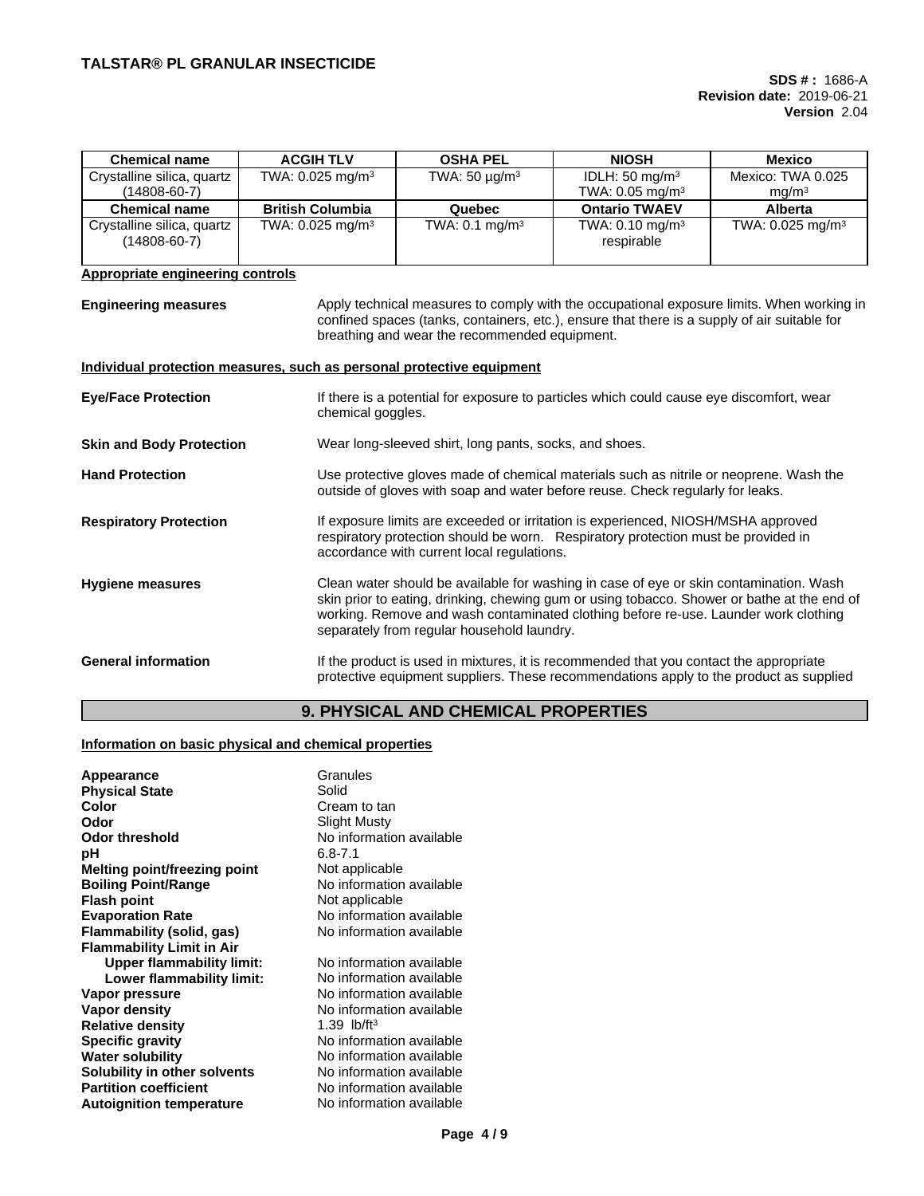| Chemical name | ACGIH TLV | OSHA PEL | NIOSH | Mexico |
|---|---|---|---|---|
| Crystalline silica, quartz (14808-60-7) | TWA: 0.025 mg/m³ | TWA: 50 µg/m³ | IDLH: 50 mg/m³ TWA: 0.05 mg/m³ | Mexico: TWA 0.025 mg/m³ |
| **Chemical name** | **British Columbia** | **Quebec** | **Ontario TWAEV** | **Alberta** |
| Crystalline silica, quartz (14808-60-7) | TWA: 0.025 mg/m³ | TWA: 0.1 mg/m³ | TWA: 0.10 mg/m³ respirable | TWA: 0.025 mg/m³ |

**Appropriate engineering controls**

**Engineering measures** — Apply technical measures to comply with the occupational exposure limits. When working in confined spaces (tanks, containers, etc.), ensure that there is a supply of air suitable for breathing and wear the recommended equipment.

**Individual protection measures, such as personal protective equipment**

**Eye/Face Protection** — If there is a potential for exposure to particles which could cause eye discomfort, wear chemical goggles.

**Skin and Body Protection** — Wear long-sleeved shirt, long pants, socks, and shoes.

**Hand Protection** — Use protective gloves made of chemical materials such as nitrile or neoprene. Wash the outside of gloves with soap and water before reuse. Check regularly for leaks.

**Respiratory Protection** — If exposure limits are exceeded or irritation is experienced, NIOSH/MSHA approved respiratory protection should be worn. Respiratory protection must be provided in accordance with current local regulations.

**Hygiene measures** — Clean water should be available for washing in case of eye or skin contamination. Wash skin prior to eating, drinking, chewing gum or using tobacco. Shower or bathe at the end of working. Remove and wash contaminated clothing before re-use. Launder work clothing separately from regular household laundry.

**General information** — If the product is used in mixtures, it is recommended that you contact the appropriate protective equipment suppliers. These recommendations apply to the product as supplied

## 9. PHYSICAL AND CHEMICAL PROPERTIES

**Information on basic physical and chemical properties**

| Property | Value |
|---|---|
| **Appearance** | Granules |
| **Physical State** | Solid |
| **Color** | Cream to tan |
| **Odor** | Slight Musty |
| **Odor threshold** | No information available |
| **pH** | 6.8-7.1 |
| **Melting point/freezing point** | Not applicable |
| **Boiling Point/Range** | No information available |
| **Flash point** | Not applicable |
| **Evaporation Rate** | No information available |
| **Flammability (solid, gas)** | No information available |
| **Flammability Limit in Air** | |
| **Upper flammability limit:** | No information available |
| **Lower flammability limit:** | No information available |
| **Vapor pressure** | No information available |
| **Vapor density** | No information available |
| **Relative density** | 1.39 lb/ft³ |
| **Specific gravity** | No information available |
| **Water solubility** | No information available |
| **Solubility in other solvents** | No information available |
| **Partition coefficient** | No information available |
| **Autoignition temperature** | No information available |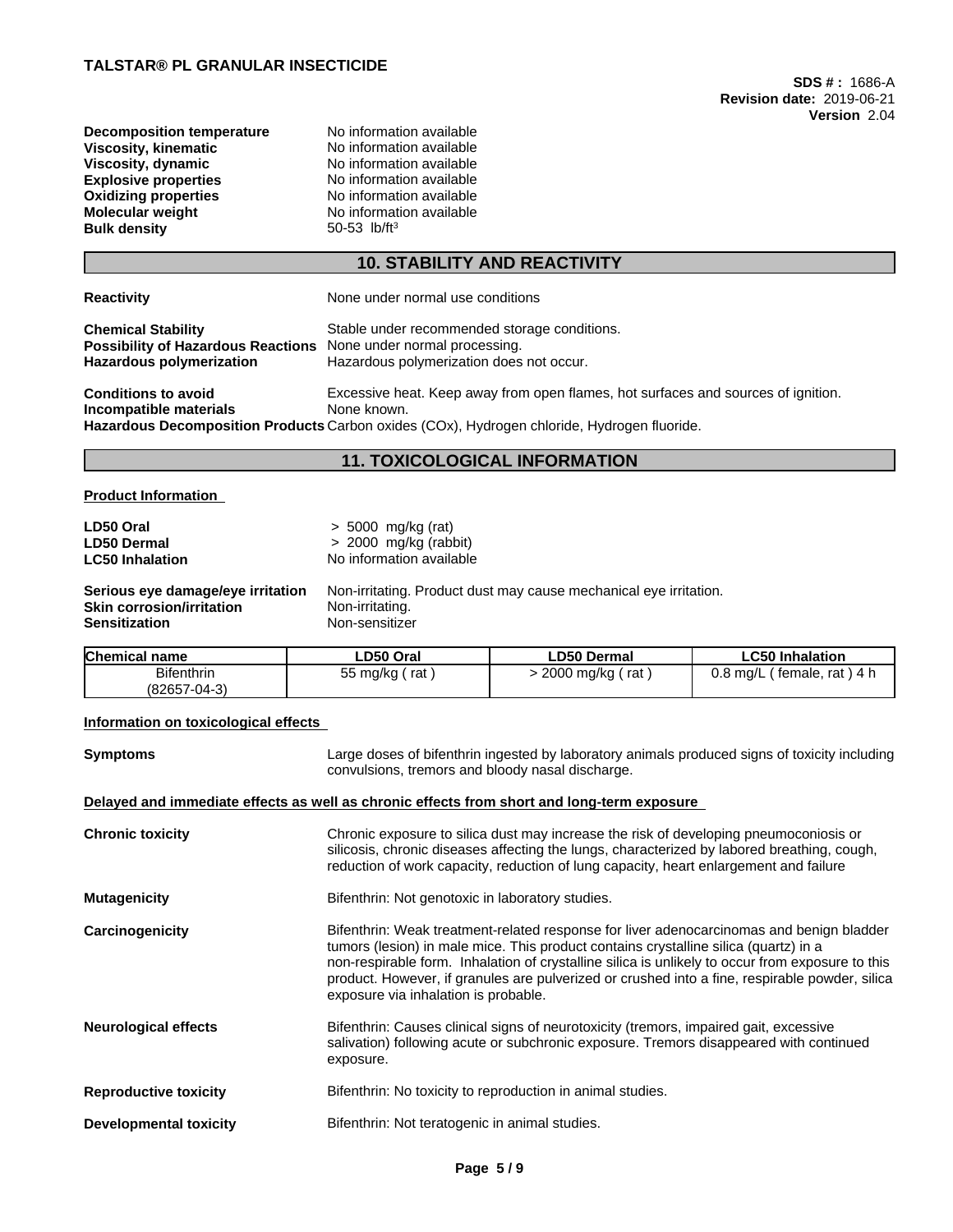| | |
|---|---|
| **Decomposition temperature** | No information available |
| **Viscosity, kinematic** | No information available |
| **Viscosity, dynamic** | No information available |
| **Explosive properties** | No information available |
| **Oxidizing properties** | No information available |
| **Molecular weight** | No information available |
| **Bulk density** | 50-53 lb/ft$^3$ |

## 10. STABILITY AND REACTIVITY

**Reactivity** None under normal use conditions

**Chemical Stability** Stable under recommended storage conditions.
**Possibility of Hazardous Reactions** None under normal processing.
**Hazardous polymerization** Hazardous polymerization does not occur.

**Conditions to avoid** Excessive heat. Keep away from open flames, hot surfaces and sources of ignition.
**Incompatible materials** None known.
**Hazardous Decomposition Products** Carbon oxides (COx), Hydrogen chloride, Hydrogen fluoride.

## 11. TOXICOLOGICAL INFORMATION

**Product Information**

**LD50 Oral** > 5000 mg/kg (rat)
**LD50 Dermal** > 2000 mg/kg (rabbit)
**LC50 Inhalation** No information available

**Serious eye damage/eye irritation** Non-irritating. Product dust may cause mechanical eye irritation.
**Skin corrosion/irritation** Non-irritating.
**Sensitization** Non-sensitizer

| Chemical name | LD50 Oral | LD50 Dermal | LC50 Inhalation |
|---|---|---|---|
| Bifenthrin (82657-04-3) | 55 mg/kg ( rat ) | > 2000 mg/kg ( rat ) | 0.8 mg/L ( female, rat ) 4 h |

**Information on toxicological effects**

**Symptoms** Large doses of bifenthrin ingested by laboratory animals produced signs of toxicity including convulsions, tremors and bloody nasal discharge.

**Delayed and immediate effects as well as chronic effects from short and long-term exposure**

**Chronic toxicity** Chronic exposure to silica dust may increase the risk of developing pneumoconiosis or silicosis, chronic diseases affecting the lungs, characterized by labored breathing, cough, reduction of work capacity, reduction of lung capacity, heart enlargement and failure

**Mutagenicity** Bifenthrin: Not genotoxic in laboratory studies.

**Carcinogenicity** Bifenthrin: Weak treatment-related response for liver adenocarcinomas and benign bladder tumors (lesion) in male mice. This product contains crystalline silica (quartz) in a non-respirable form. Inhalation of crystalline silica is unlikely to occur from exposure to this product. However, if granules are pulverized or crushed into a fine, respirable powder, silica exposure via inhalation is probable.

**Neurological effects** Bifenthrin: Causes clinical signs of neurotoxicity (tremors, impaired gait, excessive salivation) following acute or subchronic exposure. Tremors disappeared with continued exposure.

**Reproductive toxicity** Bifenthrin: No toxicity to reproduction in animal studies.

**Developmental toxicity** Bifenthrin: Not teratogenic in animal studies.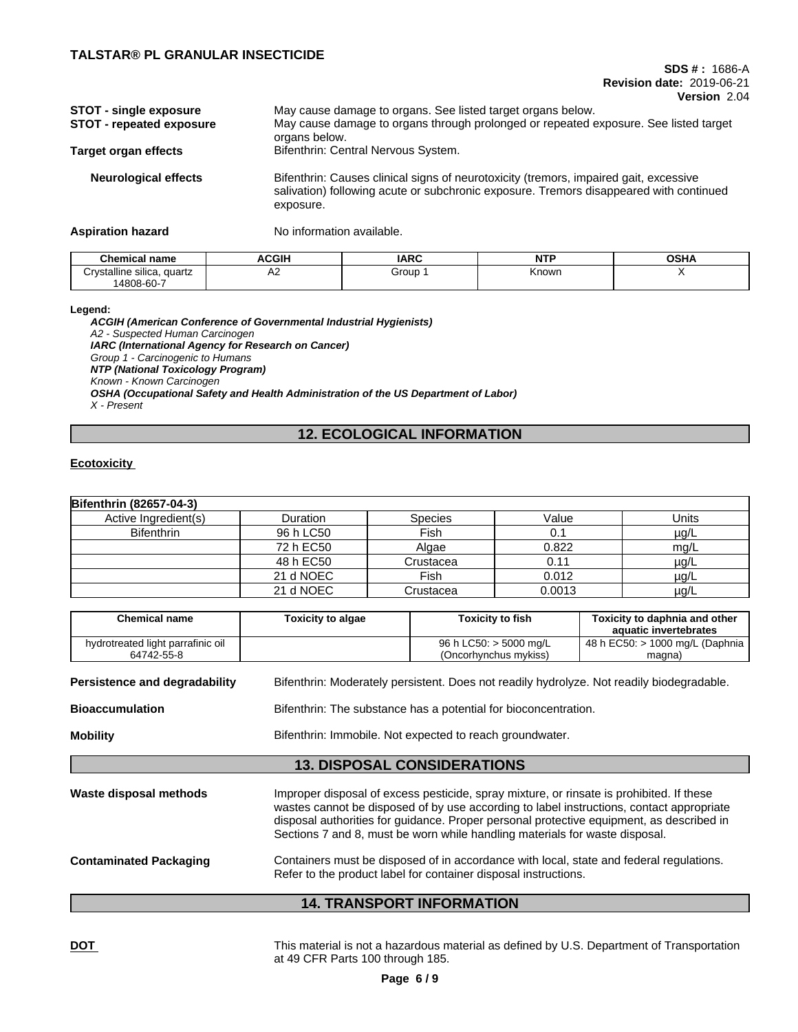| | |
|---|---|
| **STOT - single exposure** | May cause damage to organs. See listed target organs below. |
| **STOT - repeated exposure** | May cause damage to organs through prolonged or repeated exposure. See listed target organs below. |
| **Target organ effects** | Bifenthrin: Central Nervous System. |
| **Neurological effects** | Bifenthrin: Causes clinical signs of neurotoxicity (tremors, impaired gait, excessive salivation) following acute or subchronic exposure. Tremors disappeared with continued exposure. |
| **Aspiration hazard** | No information available. |

| Chemical name | ACGIH | IARC | NTP | OSHA |
|---|---|---|---|---|
| Crystalline silica, quartz 14808-60-7 | A2 | Group 1 | Known | X |

**Legend:**

***ACGIH (American Conference of Governmental Industrial Hygienists)***
*A2 - Suspected Human Carcinogen*
***IARC (International Agency for Research on Cancer)***
*Group 1 - Carcinogenic to Humans*
***NTP (National Toxicology Program)***
*Known - Known Carcinogen*
***OSHA (Occupational Safety and Health Administration of the US Department of Labor)***
*X - Present*

## 12. ECOLOGICAL INFORMATION

**Ecotoxicity**

| **Bifenthrin (82657-04-3)** | | | | |
|---|---|---|---|---|
| Active Ingredient(s) | Duration | Species | Value | Units |
| Bifenthrin | 96 h LC50 | Fish | 0.1 | µg/L |
| | 72 h EC50 | Algae | 0.822 | mg/L |
| | 48 h EC50 | Crustacea | 0.11 | µg/L |
| | 21 d NOEC | Fish | 0.012 | µg/L |
| | 21 d NOEC | Crustacea | 0.0013 | µg/L |

| Chemical name | Toxicity to algae | Toxicity to fish | Toxicity to daphnia and other aquatic invertebrates |
|---|---|---|---|
| hydrotreated light parrafinic oil 64742-55-8 | | 96 h LC50: > 5000 mg/L (Oncorhynchus mykiss) | 48 h EC50: > 1000 mg/L (Daphnia magna) |

| | |
|---|---|
| **Persistence and degradability** | Bifenthrin: Moderately persistent. Does not readily hydrolyze. Not readily biodegradable. |
| **Bioaccumulation** | Bifenthrin: The substance has a potential for bioconcentration. |
| **Mobility** | Bifenthrin: Immobile. Not expected to reach groundwater. |

## 13. DISPOSAL CONSIDERATIONS

| | |
|---|---|
| **Waste disposal methods** | Improper disposal of excess pesticide, spray mixture, or rinsate is prohibited. If these wastes cannot be disposed of by use according to label instructions, contact appropriate disposal authorities for guidance. Proper personal protective equipment, as described in Sections 7 and 8, must be worn while handling materials for waste disposal. |
| **Contaminated Packaging** | Containers must be disposed of in accordance with local, state and federal regulations. Refer to the product label for container disposal instructions. |

## 14. TRANSPORT INFORMATION

| | |
|---|---|
| **DOT** | This material is not a hazardous material as defined by U.S. Department of Transportation at 49 CFR Parts 100 through 185. |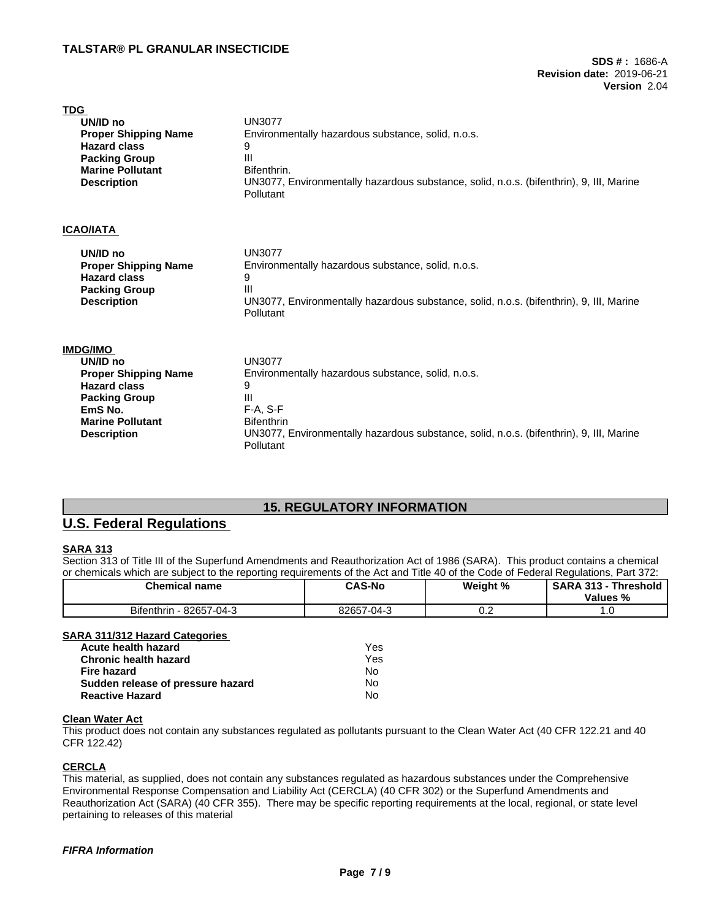**TDG**

| | |
|---|---|
| **UN/ID no** | UN3077 |
| **Proper Shipping Name** | Environmentally hazardous substance, solid, n.o.s. |
| **Hazard class** | 9 |
| **Packing Group** | III |
| **Marine Pollutant** | Bifenthrin. |
| **Description** | UN3077, Environmentally hazardous substance, solid, n.o.s. (bifenthrin), 9, III, Marine Pollutant |

**ICAO/IATA**

| | |
|---|---|
| **UN/ID no** | UN3077 |
| **Proper Shipping Name** | Environmentally hazardous substance, solid, n.o.s. |
| **Hazard class** | 9 |
| **Packing Group** | III |
| **Description** | UN3077, Environmentally hazardous substance, solid, n.o.s. (bifenthrin), 9, III, Marine Pollutant |

**IMDG/IMO**

| | |
|---|---|
| **UN/ID no** | UN3077 |
| **Proper Shipping Name** | Environmentally hazardous substance, solid, n.o.s. |
| **Hazard class** | 9 |
| **Packing Group** | III |
| **EmS No.** | F-A, S-F |
| **Marine Pollutant** | Bifenthrin |
| **Description** | UN3077, Environmentally hazardous substance, solid, n.o.s. (bifenthrin), 9, III, Marine Pollutant |

## 15. REGULATORY INFORMATION

## U.S. Federal Regulations

**SARA 313**

Section 313 of Title III of the Superfund Amendments and Reauthorization Act of 1986 (SARA). This product contains a chemical or chemicals which are subject to the reporting requirements of the Act and Title 40 of the Code of Federal Regulations, Part 372:

| Chemical name | CAS-No | Weight % | SARA 313 - Threshold Values % |
|---|---|---|---|
| Bifenthrin - 82657-04-3 | 82657-04-3 | 0.2 | 1.0 |

**SARA 311/312 Hazard Categories**

| | |
|---|---|
| **Acute health hazard** | Yes |
| **Chronic health hazard** | Yes |
| **Fire hazard** | No |
| **Sudden release of pressure hazard** | No |
| **Reactive Hazard** | No |

**Clean Water Act**

This product does not contain any substances regulated as pollutants pursuant to the Clean Water Act (40 CFR 122.21 and 40 CFR 122.42)

**CERCLA**

This material, as supplied, does not contain any substances regulated as hazardous substances under the Comprehensive Environmental Response Compensation and Liability Act (CERCLA) (40 CFR 302) or the Superfund Amendments and Reauthorization Act (SARA) (40 CFR 355). There may be specific reporting requirements at the local, regional, or state level pertaining to releases of this material

***FIFRA Information***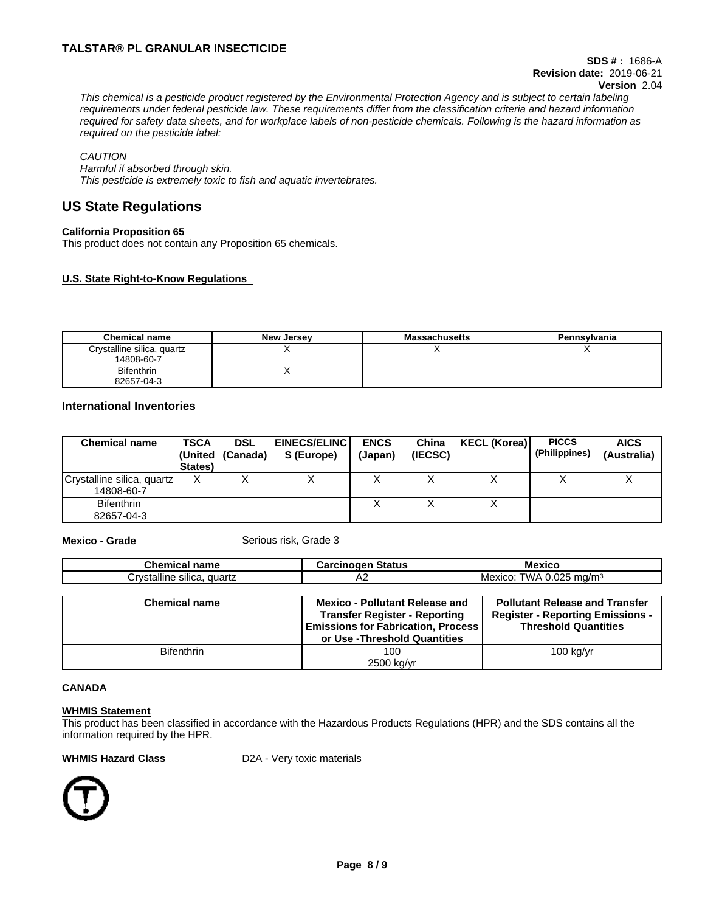*This chemical is a pesticide product registered by the Environmental Protection Agency and is subject to certain labeling requirements under federal pesticide law. These requirements differ from the classification criteria and hazard information required for safety data sheets, and for workplace labels of non-pesticide chemicals. Following is the hazard information as required on the pesticide label:*

*CAUTION*
*Harmful if absorbed through skin.*
*This pesticide is extremely toxic to fish and aquatic invertebrates.*

## US State Regulations

**California Proposition 65**
This product does not contain any Proposition 65 chemicals.

**U.S. State Right-to-Know Regulations**

| Chemical name | New Jersey | Massachusetts | Pennsylvania |
|---|---|---|---|
| Crystalline silica, quartz 14808-60-7 | X | X | X |
| Bifenthrin 82657-04-3 | X | | |

## International Inventories

| Chemical name | TSCA (United States) | DSL (Canada) | EINECS/ELINCS (Europe) | ENCS (Japan) | China (IECSC) | KECL (Korea) | PICCS (Philippines) | AICS (Australia) |
|---|---|---|---|---|---|---|---|---|
| Crystalline silica, quartz 14808-60-7 | X | X | X | X | X | X | X | X |
| Bifenthrin 82657-04-3 | | | | X | X | X | | |

**Mexico - Grade** Serious risk, Grade 3

| Chemical name | Carcinogen Status | Mexico |
|---|---|---|
| Crystalline silica, quartz | A2 | Mexico: TWA 0.025 mg/m³ |

| Chemical name | Mexico - Pollutant Release and Transfer Register - Reporting Emissions for Fabrication, Process or Use -Threshold Quantities | Pollutant Release and Transfer Register - Reporting Emissions - Threshold Quantities |
|---|---|---|
| Bifenthrin | 100 2500 kg/yr | 100 kg/yr |

**CANADA**

**WHMIS Statement**
This product has been classified in accordance with the Hazardous Products Regulations (HPR) and the SDS contains all the information required by the HPR.

**WHMIS Hazard Class** D2A - Very toxic materials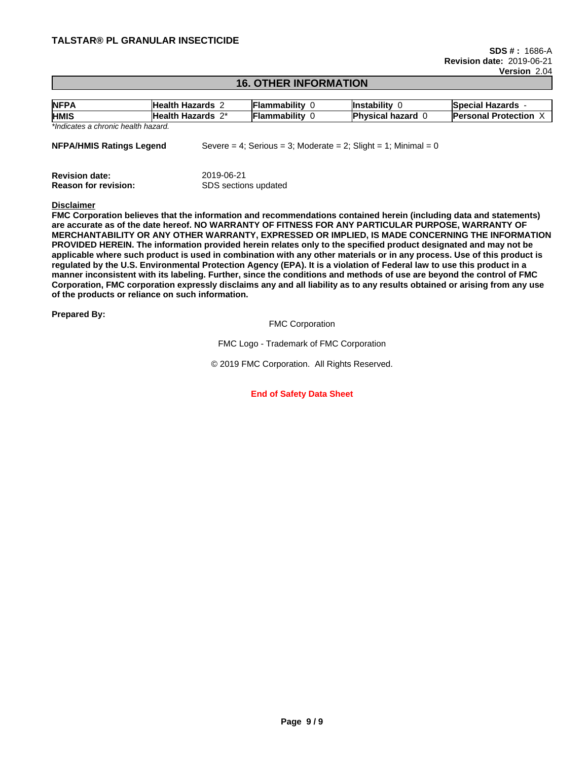## 16. OTHER INFORMATION

| | | | | |
|---|---|---|---|---|
| **NFPA** | **Health Hazards** 2 | **Flammability** 0 | **Instability** 0 | **Special Hazards** - |
| **HMIS** | **Health Hazards** 2* | **Flammability** 0 | **Physical hazard** 0 | **Personal Protection** X |

*\*Indicates a chronic health hazard.*

**NFPA/HMIS Ratings Legend** Severe = 4; Serious = 3; Moderate = 2; Slight = 1; Minimal = 0

**Revision date:** 2019-06-21
**Reason for revision:** SDS sections updated

**Disclaimer**

**FMC Corporation believes that the information and recommendations contained herein (including data and statements) are accurate as of the date hereof. NO WARRANTY OF FITNESS FOR ANY PARTICULAR PURPOSE, WARRANTY OF MERCHANTABILITY OR ANY OTHER WARRANTY, EXPRESSED OR IMPLIED, IS MADE CONCERNING THE INFORMATION PROVIDED HEREIN. The information provided herein relates only to the specified product designated and may not be applicable where such product is used in combination with any other materials or in any process. Use of this product is regulated by the U.S. Environmental Protection Agency (EPA). It is a violation of Federal law to use this product in a manner inconsistent with its labeling. Further, since the conditions and methods of use are beyond the control of FMC Corporation, FMC corporation expressly disclaims any and all liability as to any results obtained or arising from any use of the products or reliance on such information.**

**Prepared By:**

FMC Corporation

FMC Logo - Trademark of FMC Corporation

© 2019 FMC Corporation. All Rights Reserved.

**End of Safety Data Sheet**